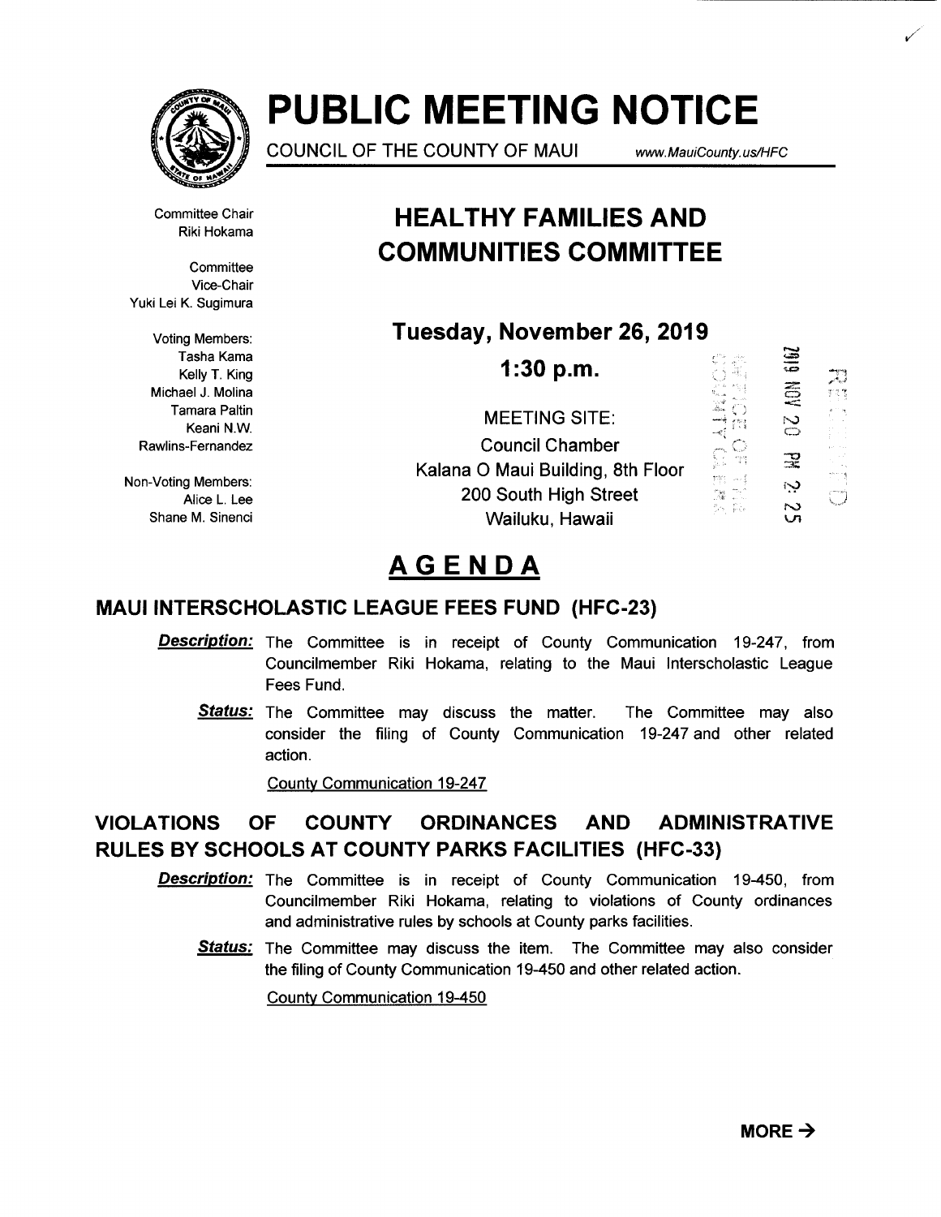# PUBLIC MEETING NOTICE

COUNCIL OF THE COUNTY OF MAUI www.MauiCounty.us/HFC

Committee Chair
Riki Hokama

Committee
Vice-Chair
Yuki Lei K. Sugimura

Voting Members:
Tasha Kama
Kelly T. King
Michael J. Molina
Tamara Paltin
Keani N.W.
Rawlins-Fernandez

Non-Voting Members:
Alice L. Lee
Shane M. Sinenci

## HEALTHY FAMILIES AND COMMUNITIES COMMITTEE

**Tuesday, November 26, 2019**

**1:30 p.m.**

MEETING SITE:
Council Chamber
Kalana O Maui Building, 8th Floor
200 South High Street
Wailuku, Hawaii

2019 NOV 20 PM 2:25

RECEIVED

OFFICE OF THE COUNTY CLERK

# AGENDA

## MAUI INTERSCHOLASTIC LEAGUE FEES FUND (HFC-23)

***Description:*** The Committee is in receipt of County Communication 19-247, from Councilmember Riki Hokama, relating to the Maui Interscholastic League Fees Fund.

***Status:*** The Committee may discuss the matter. The Committee may also consider the filing of County Communication 19-247 and other related action.

County Communication 19-247

## VIOLATIONS OF COUNTY ORDINANCES AND ADMINISTRATIVE RULES BY SCHOOLS AT COUNTY PARKS FACILITIES (HFC-33)

***Description:*** The Committee is in receipt of County Communication 19-450, from Councilmember Riki Hokama, relating to violations of County ordinances and administrative rules by schools at County parks facilities.

***Status:*** The Committee may discuss the item. The Committee may also consider the filing of County Communication 19-450 and other related action.

County Communication 19-450

**MORE →**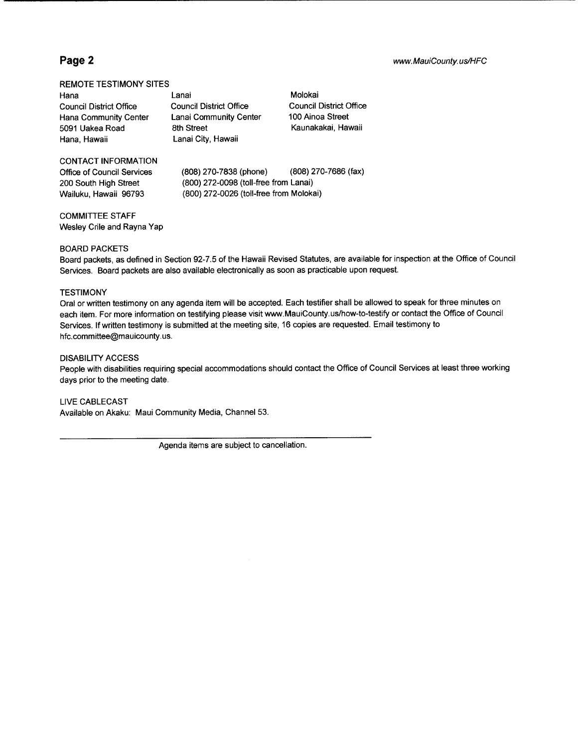REMOTE TESTIMONY SITES

| Hana | Lanai | Molokai |
| --- | --- | --- |
| Council District Office | Council District Office | Council District Office |
| Hana Community Center | Lanai Community Center | 100 Ainoa Street |
| 5091 Uakea Road | 8th Street | Kaunakakai, Hawaii |
| Hana, Hawaii | Lanai City, Hawaii | |

CONTACT INFORMATION

Office of Council Services
200 South High Street
Wailuku, Hawaii 96793

(808) 270-7838 (phone)    (808) 270-7686 (fax)
(800) 272-0098 (toll-free from Lanai)
(800) 272-0026 (toll-free from Molokai)

COMMITTEE STAFF

Wesley Crile and Rayna Yap

BOARD PACKETS

Board packets, as defined in Section 92-7.5 of the Hawaii Revised Statutes, are available for inspection at the Office of Council Services. Board packets are also available electronically as soon as practicable upon request.

TESTIMONY

Oral or written testimony on any agenda item will be accepted. Each testifier shall be allowed to speak for three minutes on each item. For more information on testifying please visit www.MauiCounty.us/how-to-testify or contact the Office of Council Services. If written testimony is submitted at the meeting site, 16 copies are requested. Email testimony to hfc.committee@mauicounty.us.

DISABILITY ACCESS

People with disabilities requiring special accommodations should contact the Office of Council Services at least three working days prior to the meeting date.

LIVE CABLECAST

Available on Akaku: Maui Community Media, Channel 53.

---

Agenda items are subject to cancellation.